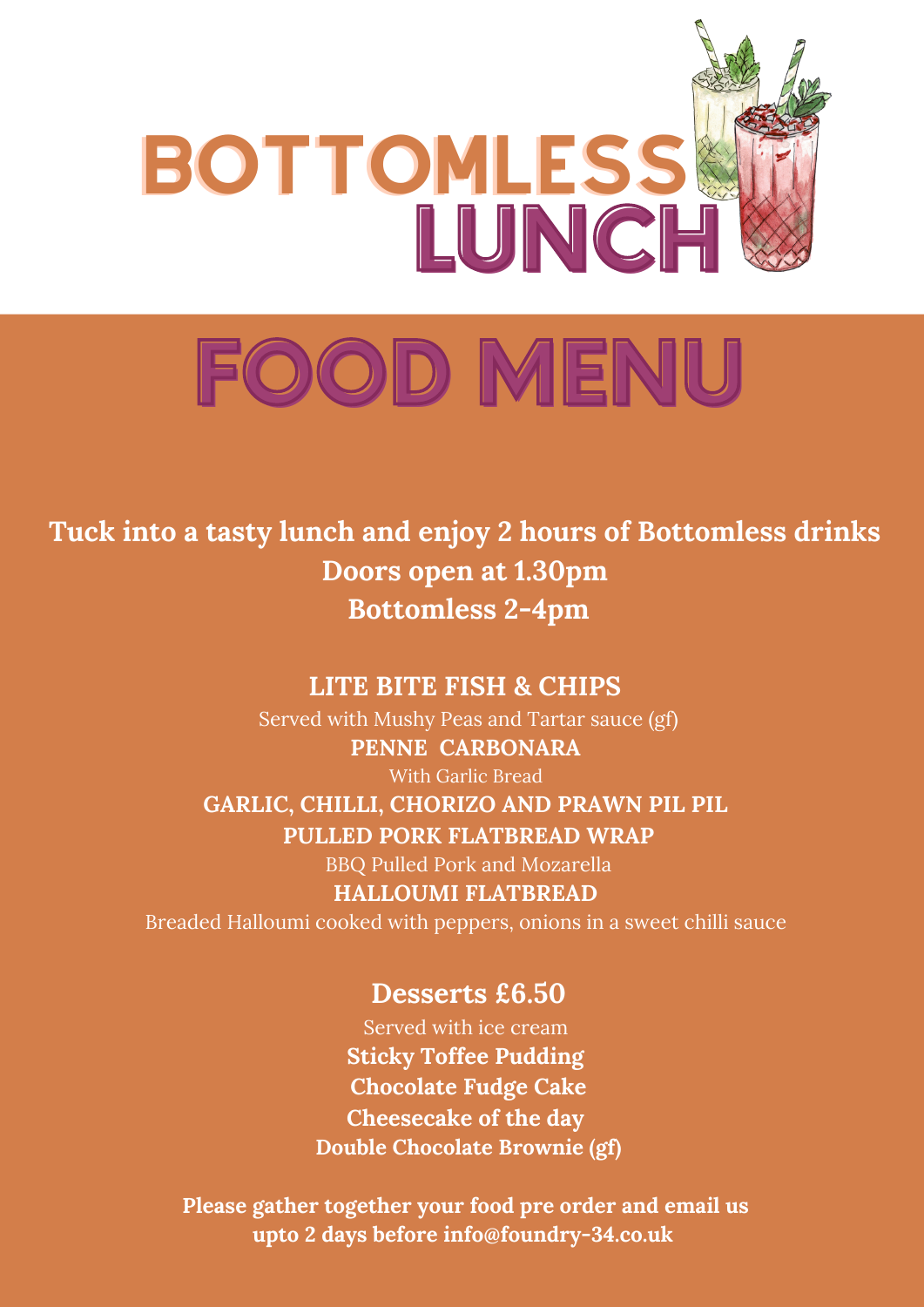# BOTTOMLESS LUNCH

# FOOD MENU

**Tuck into a tasty lunch and enjoy 2 hours of Bottomless drinks**
**Doors open at 1.30pm**
**Bottomless 2-4pm**

**LITE BITE FISH & CHIPS**
Served with Mushy Peas and Tartar sauce (gf)

**PENNE CARBONARA**
With Garlic Bread

**GARLIC, CHILLI, CHORIZO AND PRAWN PIL PIL**

**PULLED PORK FLATBREAD WRAP**
BBQ Pulled Pork and Mozarella

**HALLOUMI FLATBREAD**
Breaded Halloumi cooked with peppers, onions in a sweet chilli sauce

## Desserts £6.50

Served with ice cream

**Sticky Toffee Pudding**
**Chocolate Fudge Cake**
**Cheesecake of the day**
**Double Chocolate Brownie (gf)**

**Please gather together your food pre order and email us upto 2 days before info@foundry-34.co.uk**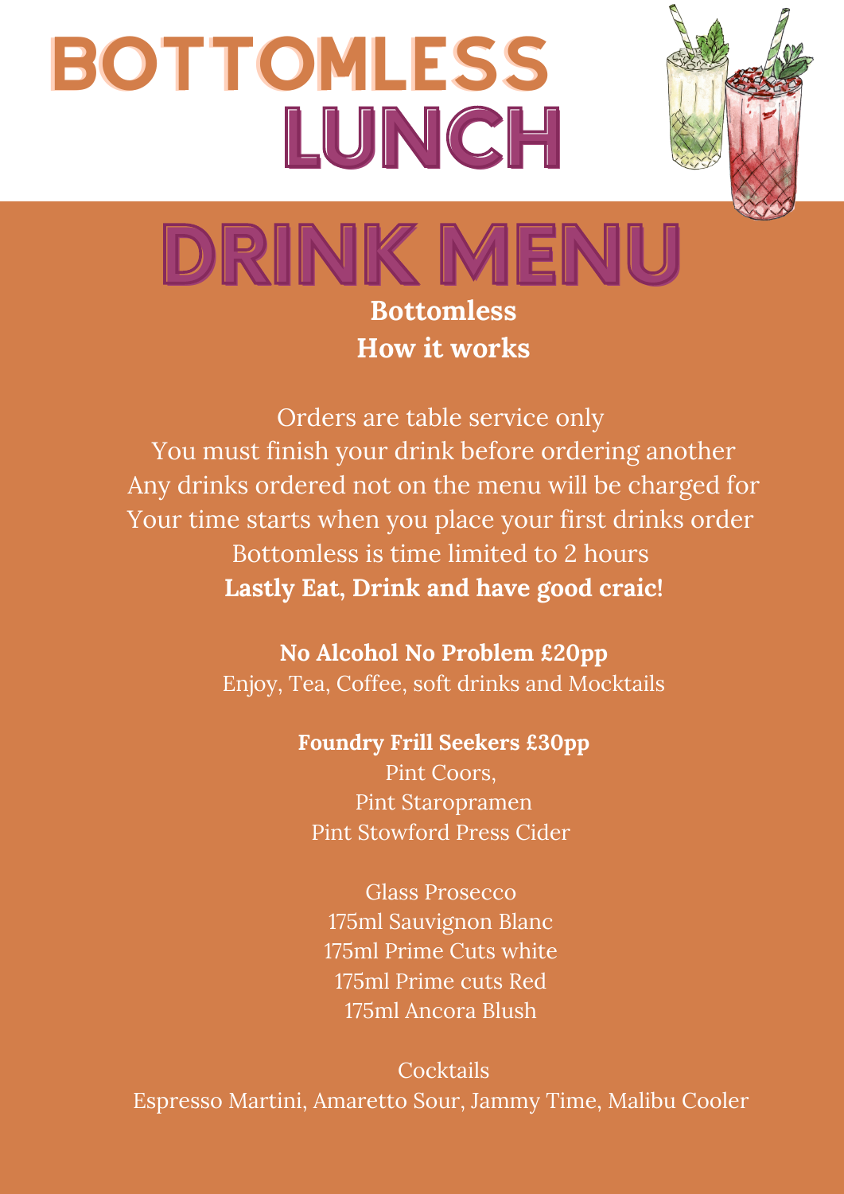# BOTTOMLESS LUNCH

# DRINK MENU

**Bottomless**
**How it works**

Orders are table service only
You must finish your drink before ordering another
Any drinks ordered not on the menu will be charged for
Your time starts when you place your first drinks order
Bottomless is time limited to 2 hours
**Lastly Eat, Drink and have good craic!**

**No Alcohol No Problem £20pp**
Enjoy, Tea, Coffee, soft drinks and Mocktails

**Foundry Frill Seekers £30pp**
Pint Coors,
Pint Staropramen
Pint Stowford Press Cider

Glass Prosecco
175ml Sauvignon Blanc
175ml Prime Cuts white
175ml Prime cuts Red
175ml Ancora Blush

Cocktails
Espresso Martini, Amaretto Sour, Jammy Time, Malibu Cooler